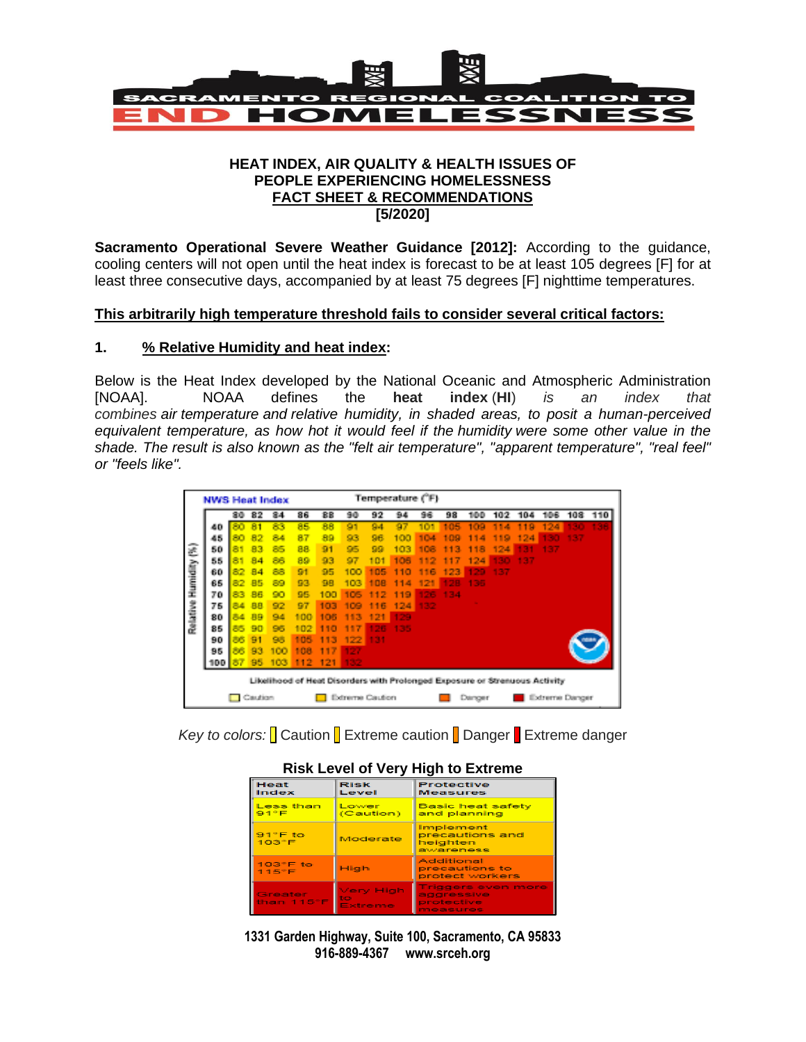# SACRAMENTO REGIONAL COALITION TO END HOMELESSNESS

## HEAT INDEX, AIR QUALITY & HEALTH ISSUES OF PEOPLE EXPERIENCING HOMELESSNESS
## FACT SHEET & RECOMMENDATIONS
## [5/2020]

**Sacramento Operational Severe Weather Guidance [2012]:** According to the guidance, cooling centers will not open until the heat index is forecast to be at least 105 degrees [F] for at least three consecutive days, accompanied by at least 75 degrees [F] nighttime temperatures.

**This arbitrarily high temperature threshold fails to consider several critical factors:**

**1. % Relative Humidity and heat index:**

Below is the Heat Index developed by the National Oceanic and Atmospheric Administration [NOAA]. NOAA defines the **heat index** (**HI**) *is an index that combines air temperature and relative humidity, in shaded areas, to posit a human-perceived equivalent temperature, as how hot it would feel if the humidity were some other value in the shade. The result is also known as the "felt air temperature", "apparent temperature", "real feel" or "feels like".*

**NWS Heat Index** — Temperature (°F)

| Relative Humidity (%) | 80 | 82 | 84 | 86 | 88 | 90 | 92 | 94 | 96 | 98 | 100 | 102 | 104 | 106 | 108 | 110 |
|---|---|---|---|---|---|---|---|---|---|---|---|---|---|---|---|---|
| 40 | 80 | 81 | 83 | 85 | 88 | 91 | 94 | 97 | 101 | 105 | 109 | 114 | 119 | 124 | 130 | 136 |
| 45 | 80 | 82 | 84 | 87 | 89 | 93 | 96 | 100 | 104 | 109 | 114 | 119 | 124 | 130 | 137 | |
| 50 | 81 | 83 | 85 | 88 | 91 | 95 | 99 | 103 | 108 | 113 | 118 | 124 | 131 | 137 | | |
| 55 | 81 | 84 | 86 | 89 | 93 | 97 | 101 | 106 | 112 | 117 | 124 | 130 | 137 | | | |
| 60 | 82 | 84 | 88 | 91 | 95 | 100 | 105 | 110 | 116 | 123 | 129 | 137 | | | | |
| 65 | 82 | 85 | 89 | 93 | 98 | 103 | 108 | 114 | 121 | 128 | 136 | | | | | |
| 70 | 83 | 86 | 90 | 95 | 100 | 105 | 112 | 119 | 126 | 134 | | | | | | |
| 75 | 84 | 88 | 92 | 97 | 103 | 109 | 116 | 124 | 132 | | | | | | | |
| 80 | 84 | 89 | 94 | 100 | 106 | 113 | 121 | 129 | | | | | | | | |
| 85 | 85 | 90 | 96 | 102 | 110 | 117 | 126 | 135 | | | | | | | | |
| 90 | 86 | 91 | 98 | 105 | 113 | 122 | 131 | | | | | | | | | |
| 95 | 86 | 93 | 100 | 108 | 117 | 127 | | | | | | | | | | |
| 100 | 87 | 95 | 103 | 112 | 121 | 132 | | | | | | | | | | |

Likelihood of Heat Disorders with Prolonged Exposure or Strenuous Activity

Caution | Extreme Caution | Danger | Extreme Danger

*Key to colors:* Caution | Extreme caution | Danger | Extreme danger

**Risk Level of Very High to Extreme**

| Heat Index | Risk Level | Protective Measures |
|---|---|---|
| Less than 91°F | Lower (Caution) | Basic heat safety and planning |
| 91°F to 103°F | Moderate | Implement precautions and heighten awareness |
| 103°F to 115°F | High | Additional precautions to protect workers |
| Greater than 115°F | Very High to Extreme | Triggers even more aggressive protective measures |

1331 Garden Highway, Suite 100, Sacramento, CA 95833
916-889-4367 www.srceh.org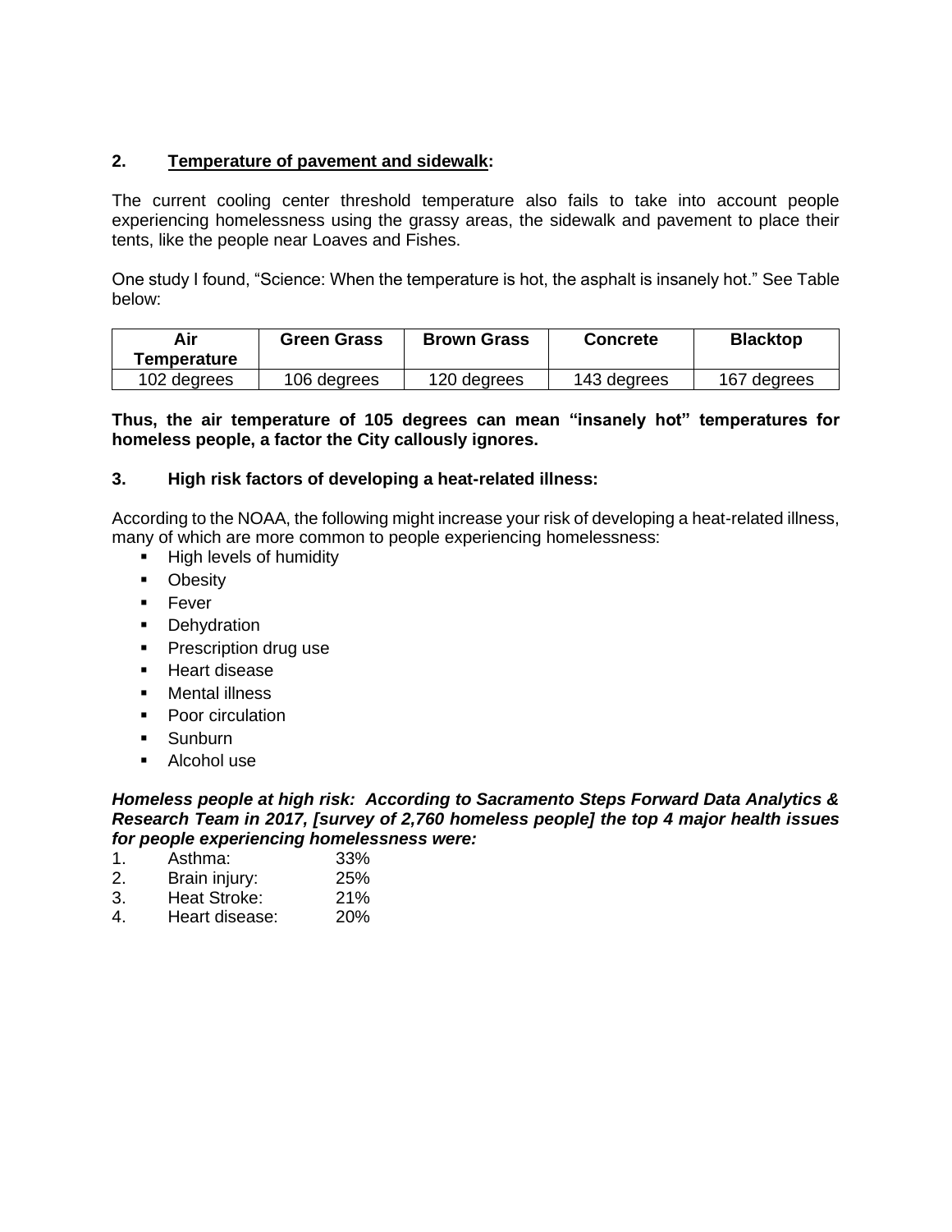**2. <u>Temperature of pavement and sidewalk</u>:**

The current cooling center threshold temperature also fails to take into account people experiencing homelessness using the grassy areas, the sidewalk and pavement to place their tents, like the people near Loaves and Fishes.

One study I found, "Science: When the temperature is hot, the asphalt is insanely hot." See Table below:

| Air Temperature | Green Grass | Brown Grass | Concrete | Blacktop |
|---|---|---|---|---|
| 102 degrees | 106 degrees | 120 degrees | 143 degrees | 167 degrees |

**Thus, the air temperature of 105 degrees can mean "insanely hot" temperatures for homeless people, a factor the City callously ignores.**

**3. High risk factors of developing a heat-related illness:**

According to the NOAA, the following might increase your risk of developing a heat-related illness, many of which are more common to people experiencing homelessness:

- High levels of humidity
- Obesity
- Fever
- Dehydration
- Prescription drug use
- Heart disease
- Mental illness
- Poor circulation
- Sunburn
- Alcohol use

***Homeless people at high risk: According to Sacramento Steps Forward Data Analytics & Research Team in 2017, [survey of 2,760 homeless people] the top 4 major health issues for people experiencing homelessness were:***

1. Asthma: 33%
2. Brain injury: 25%
3. Heat Stroke: 21%
4. Heart disease: 20%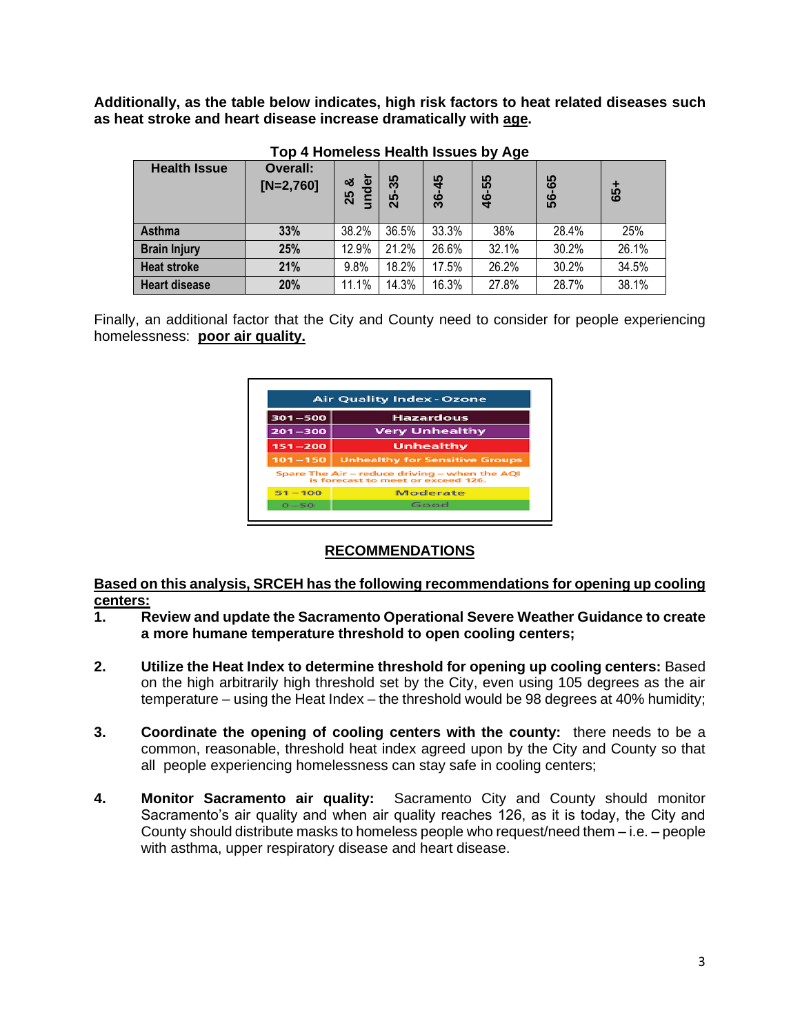**Additionally, as the table below indicates, high risk factors to heat related diseases such as heat stroke and heart disease increase dramatically with <u>age</u>.**

**Top 4 Homeless Health Issues by Age**

| Health Issue | Overall: [N=2,760] | 25 & under | 25-35 | 36-45 | 46-55 | 56-65 | 65+ |
|---|---|---|---|---|---|---|---|
| **Asthma** | **33%** | 38.2% | 36.5% | 33.3% | 38% | 28.4% | 25% |
| **Brain Injury** | **25%** | 12.9% | 21.2% | 26.6% | 32.1% | 30.2% | 26.1% |
| **Heat stroke** | **21%** | 9.8% | 18.2% | 17.5% | 26.2% | 30.2% | 34.5% |
| **Heart disease** | **20%** | 11.1% | 14.3% | 16.3% | 27.8% | 28.7% | 38.1% |

Finally, an additional factor that the City and County need to consider for people experiencing homelessness: **<u>poor air quality.</u>**

| Air Quality Index - Ozone | |
|---|---|
| 301 – 500 | Hazardous |
| 201 – 300 | Very Unhealthy |
| 151 – 200 | Unhealthy |
| 101 – 150 | Unhealthy for Sensitive Groups |
| Spare The Air – reduce driving – when the AQI is forecast to meet or exceed 126. | |
| 51 – 100 | Moderate |
| 0 – 50 | Good |

## <u>RECOMMENDATIONS</u>

**<u>Based on this analysis, SRCEH has the following recommendations for opening up cooling centers:</u>**

1. **Review and update the Sacramento Operational Severe Weather Guidance to create a more humane temperature threshold to open cooling centers;**

2. **Utilize the Heat Index to determine threshold for opening up cooling centers:** Based on the high arbitrarily high threshold set by the City, even using 105 degrees as the air temperature – using the Heat Index – the threshold would be 98 degrees at 40% humidity;

3. **Coordinate the opening of cooling centers with the county:** there needs to be a common, reasonable, threshold heat index agreed upon by the City and County so that all people experiencing homelessness can stay safe in cooling centers;

4. **Monitor Sacramento air quality:** Sacramento City and County should monitor Sacramento's air quality and when air quality reaches 126, as it is today, the City and County should distribute masks to homeless people who request/need them – i.e. – people with asthma, upper respiratory disease and heart disease.